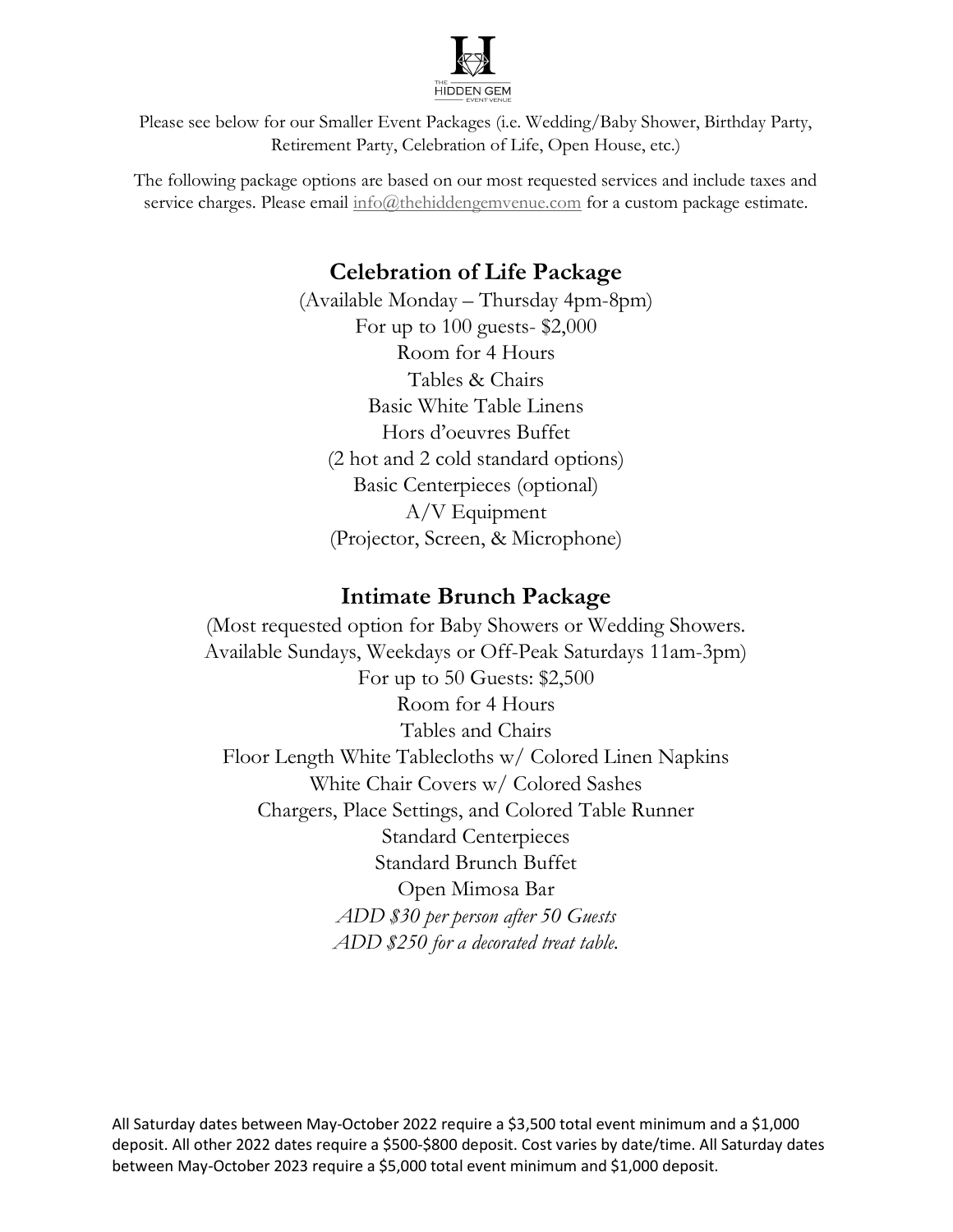THE HIDDEN GEM EVENT VENUE

Please see below for our Smaller Event Packages (i.e. Wedding/Baby Shower, Birthday Party, Retirement Party, Celebration of Life, Open House, etc.)

The following package options are based on our most requested services and include taxes and service charges. Please email info@thehiddengemvenue.com for a custom package estimate.

## Celebration of Life Package

(Available Monday – Thursday 4pm-8pm)

For up to 100 guests- $2,000

Room for 4 Hours

Tables & Chairs

Basic White Table Linens

Hors d'oeuvres Buffet

(2 hot and 2 cold standard options)

Basic Centerpieces (optional)

A/V Equipment

(Projector, Screen, & Microphone)

## Intimate Brunch Package

(Most requested option for Baby Showers or Wedding Showers. Available Sundays, Weekdays or Off-Peak Saturdays 11am-3pm)

For up to 50 Guests: $2,500

Room for 4 Hours

Tables and Chairs

Floor Length White Tablecloths w/ Colored Linen Napkins

White Chair Covers w/ Colored Sashes

Chargers, Place Settings, and Colored Table Runner

Standard Centerpieces

Standard Brunch Buffet

Open Mimosa Bar

*ADD $30 per person after 50 Guests*

*ADD $250 for a decorated treat table.*

All Saturday dates between May-October 2022 require a $3,500 total event minimum and a $1,000 deposit. All other 2022 dates require a $500-$800 deposit. Cost varies by date/time. All Saturday dates between May-October 2023 require a $5,000 total event minimum and $1,000 deposit.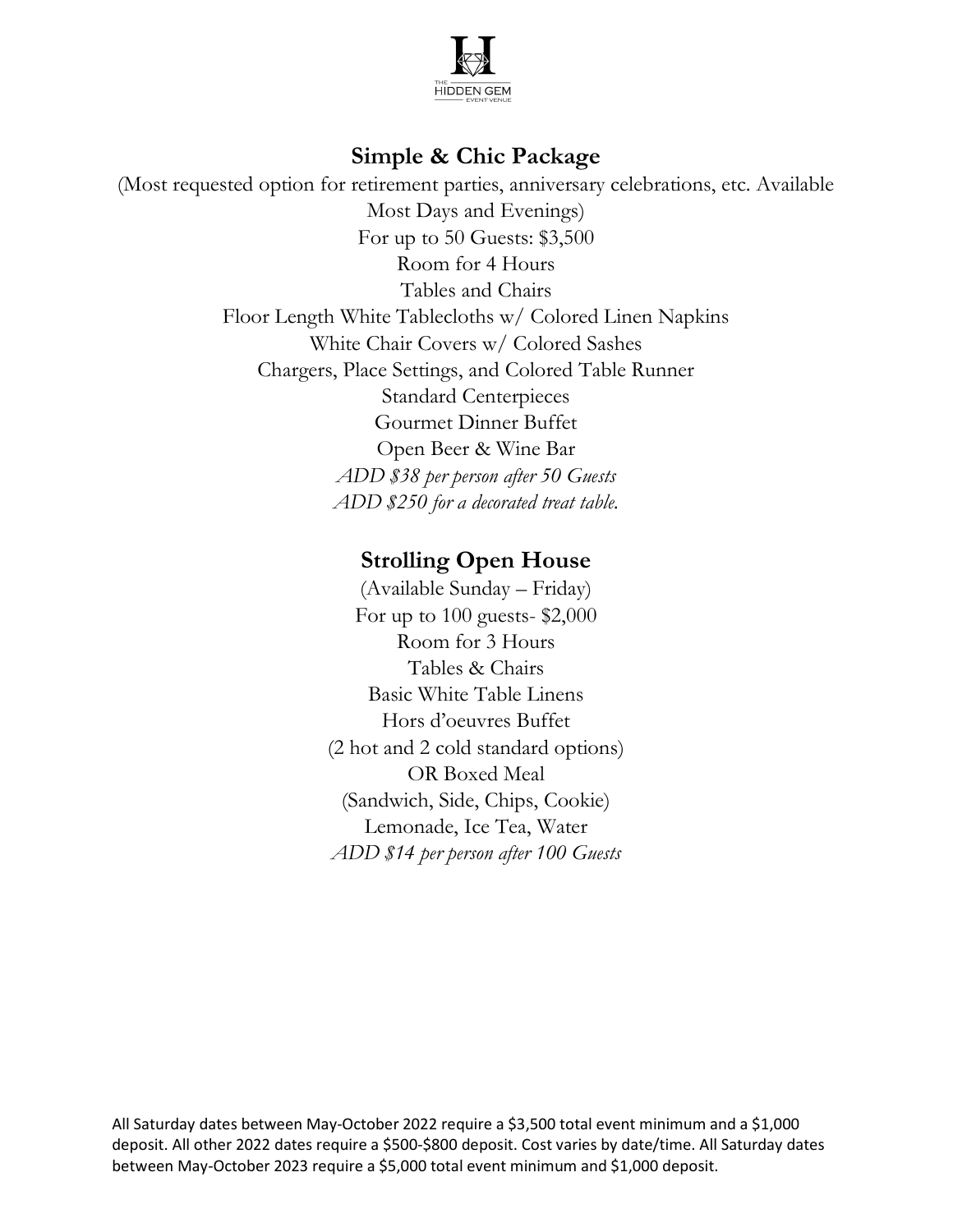## Simple & Chic Package

(Most requested option for retirement parties, anniversary celebrations, etc. Available Most Days and Evenings)

For up to 50 Guests: $3,500

Room for 4 Hours

Tables and Chairs

Floor Length White Tablecloths w/ Colored Linen Napkins

White Chair Covers w/ Colored Sashes

Chargers, Place Settings, and Colored Table Runner

Standard Centerpieces

Gourmet Dinner Buffet

Open Beer & Wine Bar

*ADD $38 per person after 50 Guests*

*ADD $250 for a decorated treat table.*

## Strolling Open House

(Available Sunday – Friday)

For up to 100 guests- $2,000

Room for 3 Hours

Tables & Chairs

Basic White Table Linens

Hors d'oeuvres Buffet

(2 hot and 2 cold standard options)

OR Boxed Meal

(Sandwich, Side, Chips, Cookie)

Lemonade, Ice Tea, Water

*ADD $14 per person after 100 Guests*

All Saturday dates between May-October 2022 require a $3,500 total event minimum and a $1,000 deposit. All other 2022 dates require a $500-$800 deposit. Cost varies by date/time. All Saturday dates between May-October 2023 require a $5,000 total event minimum and $1,000 deposit.